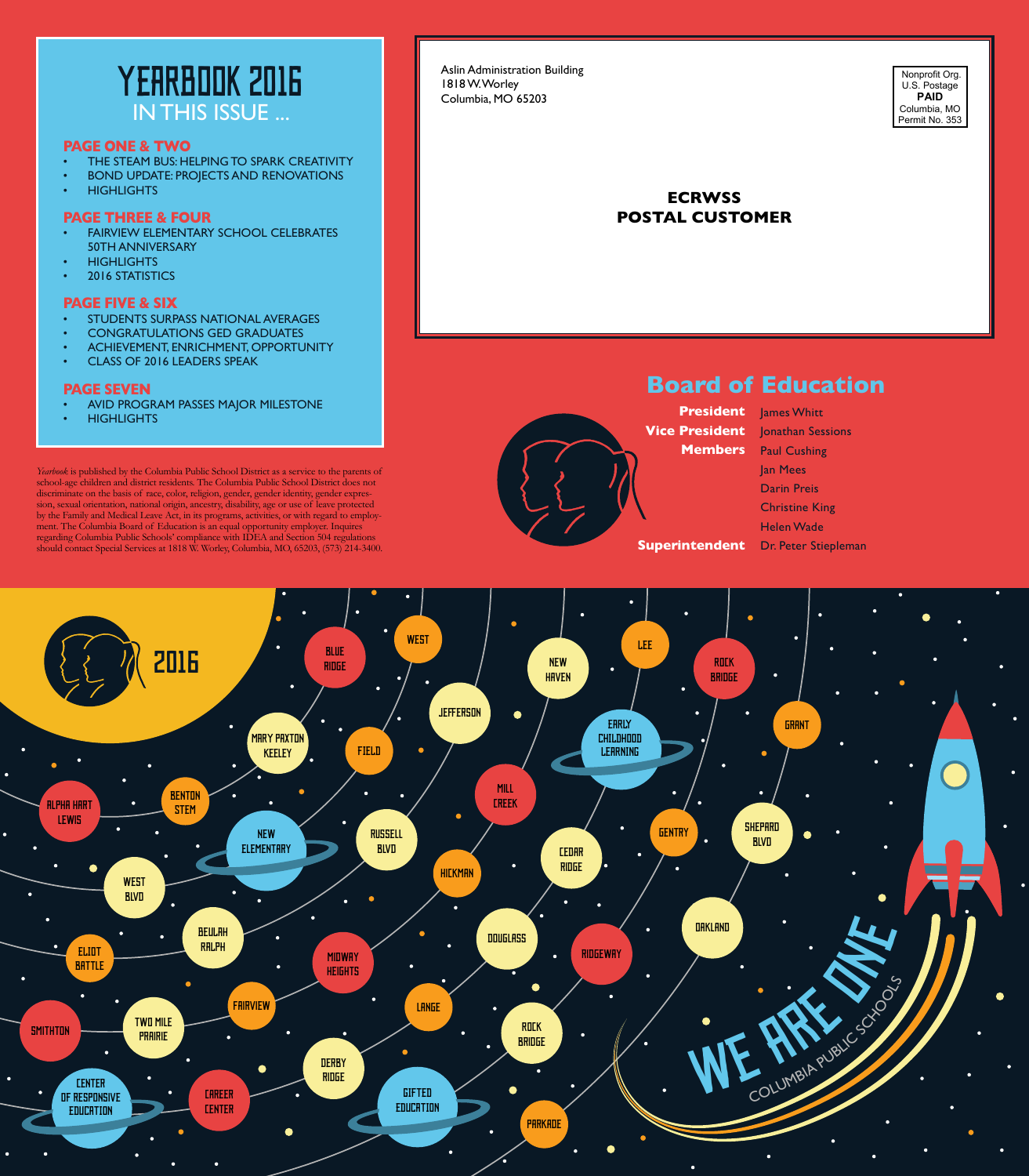# YEARBOOK 2016

## IN THIS ISSUE ...

**PAGE ONE & TWO**

- THE STEAM BUS: HELPING TO SPARK CREATIVITY
- BOND UPDATE: PROJECTS AND RENOVATIONS
- HIGHLIGHTS

**PAGE THREE & FOUR**

- FAIRVIEW ELEMENTARY SCHOOL CELEBRATES 50TH ANNIVERSARY
- HIGHLIGHTS
- 2016 STATISTICS

**PAGE FIVE & SIX**

- STUDENTS SURPASS NATIONAL AVERAGES
- CONGRATULATIONS GED GRADUATES
- ACHIEVEMENT, ENRICHMENT, OPPORTUNITY
- CLASS OF 2016 LEADERS SPEAK

**PAGE SEVEN**

- AVID PROGRAM PASSES MAJOR MILESTONE
- HIGHLIGHTS

*Yearbook* is published by the Columbia Public School District as a service to the parents of school-age children and district residents. The Columbia Public School District does not discriminate on the basis of race, color, religion, gender, gender identity, gender expression, sexual orientation, national origin, ancestry, disability, age or use of leave protected by the Family and Medical Leave Act, in its programs, activities, or with regard to employment. The Columbia Board of Education is an equal opportunity employer. Inquires regarding Columbia Public Schools' compliance with IDEA and Section 504 regulations should contact Special Services at 1818 W. Worley, Columbia, MO, 65203, (573) 214-3400.

Aslin Administration Building
1818 W. Worley
Columbia, MO 65203

Nonprofit Org.
U.S. Postage
**PAID**
Columbia, MO
Permit No. 353

**ECRWSS**
**POSTAL CUSTOMER**

## Board of Education

**President** James Whitt
**Vice President** Jonathan Sessions
**Members** Paul Cushing
Jan Mees
Darin Preis
Christine King
Helen Wade
**Superintendent** Dr. Peter Stiepleman

2016

Blue Ridge, West, New Haven, Lee, Rock Bridge, Jefferson, Mary Paxton Keeley, Field, Early Childhood Learning, Grant, Alpha Hart Lewis, Benton STEM, Mill Creek, New Elementary, Russell Blvd, Gentry, Shepard Blvd, West Blvd, Hickman, Cedar Ridge, Beulah Ralph, Douglass, Oakland, Eliot Battle, Midway Heights, Ridgeway, Fairview, Lange, Smithton, Two Mile Prairie, Rock Bridge, Derby Ridge, Center of Responsive Education, Career Center, Gifted Education, Parkade

WE ARE ONE
COLUMBIA PUBLIC SCHOOLS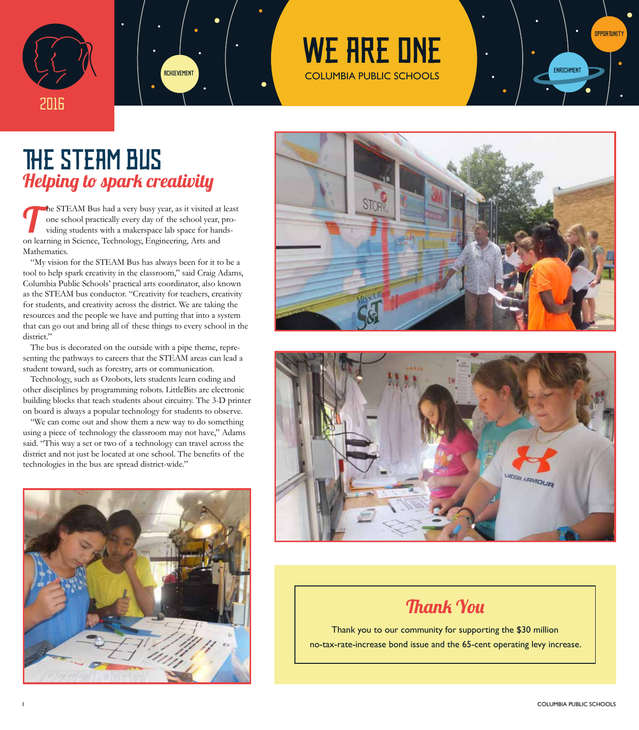# WE ARE ONE

COLUMBIA PUBLIC SCHOOLS

2016

ACHIEVEMENT · ENRICHMENT · OPPORTUNITY

## THE STEAM BUS
### *Helping to spark creativity*

The STEAM Bus had a very busy year, as it visited at least one school practically every day of the school year, providing students with a makerspace lab space for hands-on learning in Science, Technology, Engineering, Arts and Mathematics.

"My vision for the STEAM Bus has always been for it to be a tool to help spark creativity in the classroom," said Craig Adams, Columbia Public Schools' practical arts coordinator, also known as the STEAM bus conductor. "Creativity for teachers, creativity for students, and creativity across the district. We are taking the resources and the people we have and putting that into a system that can go out and bring all of these things to every school in the district."

The bus is decorated on the outside with a pipe theme, representing the pathways to careers that the STEAM areas can lead a student toward, such as forestry, arts or communication.

Technology, such as Ozobots, lets students learn coding and other disciplines by programming robots. LittleBits are electronic building blocks that teach students about circuitry. The 3-D printer on board is always a popular technology for students to observe.

"We can come out and show them a new way to do something using a piece of technology the classroom may not have," Adams said. "This way a set or two of a technology can travel across the district and not just be located at one school. The benefits of the technologies in the bus are spread district-wide."

## *Thank You*

Thank you to our community for supporting the $30 million no-tax-rate-increase bond issue and the 65-cent operating levy increase.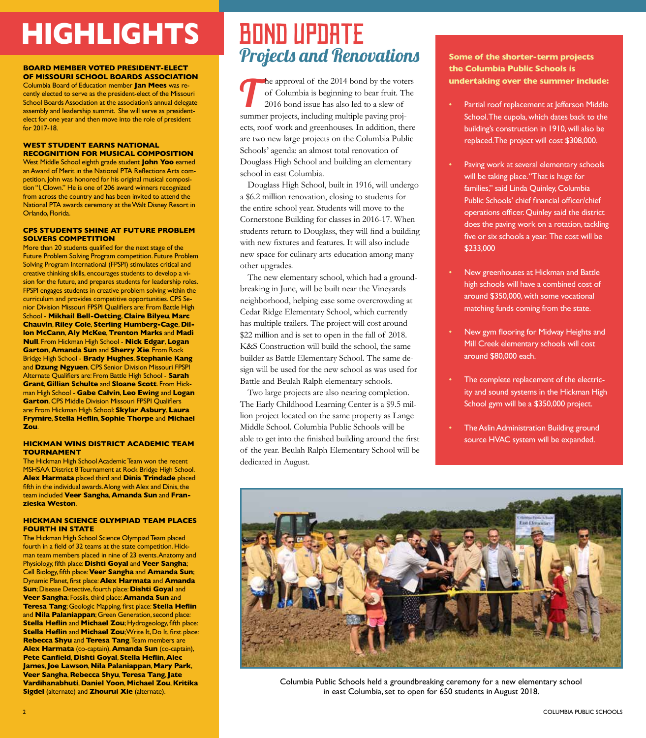# HIGHLIGHTS

**BOARD MEMBER VOTED PRESIDENT-ELECT OF MISSOURI SCHOOL BOARDS ASSOCIATION**
Columbia Board of Education member **Jan Mees** was recently elected to serve as the president-elect of the Missouri School Boards Association at the association's annual delegate assembly and leadership summit. She will serve as president-elect for one year and then move into the role of president for 2017-18.

**WEST STUDENT EARNS NATIONAL RECOGNITION FOR MUSICAL COMPOSITION**
West Middle School eighth grade student **John Yoo** earned an Award of Merit in the National PTA Reflections Arts competition. John was honored for his original musical composition "I, Clown." He is one of 206 award winners recognized from across the country and has been invited to attend the National PTA awards ceremony at the Walt Disney Resort in Orlando, Florida.

**CPS STUDENTS SHINE AT FUTURE PROBLEM SOLVERS COMPETITION**
More than 20 students qualified for the next stage of the Future Problem Solving Program competition. Future Problem Solving Program International (FPSPI) stimulates critical and creative thinking skills, encourages students to develop a vision for the future, and prepares students for leadership roles. FPSPI engages students in creative problem solving within the curriculum and provides competitive opportunities. CPS Senior Division Missouri FPSPI Qualifiers are: From Battle High School - **Mikhail Bell-Oetting**, **Claire Bilyeu**, **Marc Chauvin**, **Riley Cole**, **Sterling Humberg-Cage**, **Dillon McCann**, **Aly McKee**, **Trenton Marks** and **Madi Null**. From Hickman High School - **Nick Edgar**, **Logan Garton**, **Amanda Sun** and **Sherry Xie**. From Rock Bridge High School - **Brady Hughes**, **Stephanie Kang** and **Dzung Ngyuen**. CPS Senior Division Missouri FPSPI Alternate Qualifiers are: From Battle High School - **Sarah Grant**, **Gillian Schulte** and **Sloane Scott**. From Hickman High School - **Gabe Calvin**, **Leo Ewing** and **Logan Garton**. CPS Middle Division Missouri FPSPI Qualifiers are: From Hickman High School: **Skylar Asbury**, **Laura Frymire**, **Stella Heflin**, **Sophie Thorpe** and **Michael Zou**.

**HICKMAN WINS DISTRICT ACADEMIC TEAM TOURNAMENT**
The Hickman High School Academic Team won the recent MSHSAA District 8 Tournament at Rock Bridge High School. **Alex Harmata** placed third and **Dinis Trindade** placed fifth in the individual awards. Along with Alex and Dinis, the team included **Veer Sangha**, **Amanda Sun** and **Franzieska Weston**.

**HICKMAN SCIENCE OLYMPIAD TEAM PLACES FOURTH IN STATE**
The Hickman High School Science Olympiad Team placed fourth in a field of 32 teams at the state competition. Hickman team members placed in nine of 23 events. Anatomy and Physiology, fifth place: **Dishti Goyal** and **Veer Sangha**; Cell Biology, fifth place: **Veer Sangha** and **Amanda Sun**; Dynamic Planet, first place: **Alex Harmata** and **Amanda Sun**; Disease Detective, fourth place: **Dishti Goyal** and **Veer Sangha**; Fossils, third place: **Amanda Sun** and **Teresa Tang**; Geologic Mapping, first place: **Stella Heflin** and **Nila Palaniappan**; Green Generation, second place: **Stella Heflin** and **Michael Zou**; Hydrogeology, fifth place: **Stella Heflin** and **Michael Zou**; Write It, Do It, first place: **Rebecca Shyu** and **Teresa Tang**. Team members are **Alex Harmata** (co-captain), **Amanda Sun** (co-captain), **Pete Canfield**, **Dishti Goyal**, **Stella Heflin**, **Alec James**, **Joe Lawson**, **Nila Palaniappan**, **Mary Park**, **Veer Sangha**, **Rebecca Shyu**, **Teresa Tang**, **Jate Vardihanabhuti**, **Daniel Yoon**, **Michael Zou**, **Kritika Sigdel** (alternate) and **Zhourui Xie** (alternate).

# BOND UPDATE
## *Projects and Renovations*

The approval of the 2014 bond by the voters of Columbia is beginning to bear fruit. The 2016 bond issue has also led to a slew of summer projects, including multiple paving projects, roof work and greenhouses. In addition, there are two new large projects on the Columbia Public Schools' agenda: an almost total renovation of Douglass High School and building an elementary school in east Columbia.

Douglass High School, built in 1916, will undergo a $6.2 million renovation, closing to students for the entire school year. Students will move to the Cornerstone Building for classes in 2016-17. When students return to Douglass, they will find a building with new fixtures and features. It will also include new space for culinary arts education among many other upgrades.

The new elementary school, which had a groundbreaking in June, will be built near the Vineyards neighborhood, helping ease some overcrowding at Cedar Ridge Elementary School, which currently has multiple trailers. The project will cost around $22 million and is set to open in the fall of 2018. K&S Construction will build the school, the same builder as Battle Elementary School. The same design will be used for the new school as was used for Battle and Beulah Ralph elementary schools.

Two large projects are also nearing completion. The Early Childhood Learning Center is a $9.5 million project located on the same property as Lange Middle School. Columbia Public Schools will be able to get into the finished building around the first of the year. Beulah Ralph Elementary School will be dedicated in August.

**Some of the shorter-term projects the Columbia Public Schools is undertaking over the summer include:**

- Partial roof replacement at Jefferson Middle School. The cupola, which dates back to the building's construction in 1910, will also be replaced. The project will cost $308,000.
- Paving work at several elementary schools will be taking place. "That is huge for families," said Linda Quinley, Columbia Public Schools' chief financial officer/chief operations officer. Quinley said the district does the paving work on a rotation, tackling five or six schools a year. The cost will be $233,000
- New greenhouses at Hickman and Battle high schools will have a combined cost of around $350,000, with some vocational matching funds coming from the state.
- New gym flooring for Midway Heights and Mill Creek elementary schools will cost around $80,000 each.
- The complete replacement of the electricity and sound systems in the Hickman High School gym will be a $350,000 project.
- The Aslin Administration Building ground source HVAC system will be expanded.

Columbia Public Schools held a groundbreaking ceremony for a new elementary school in east Columbia, set to open for 650 students in August 2018.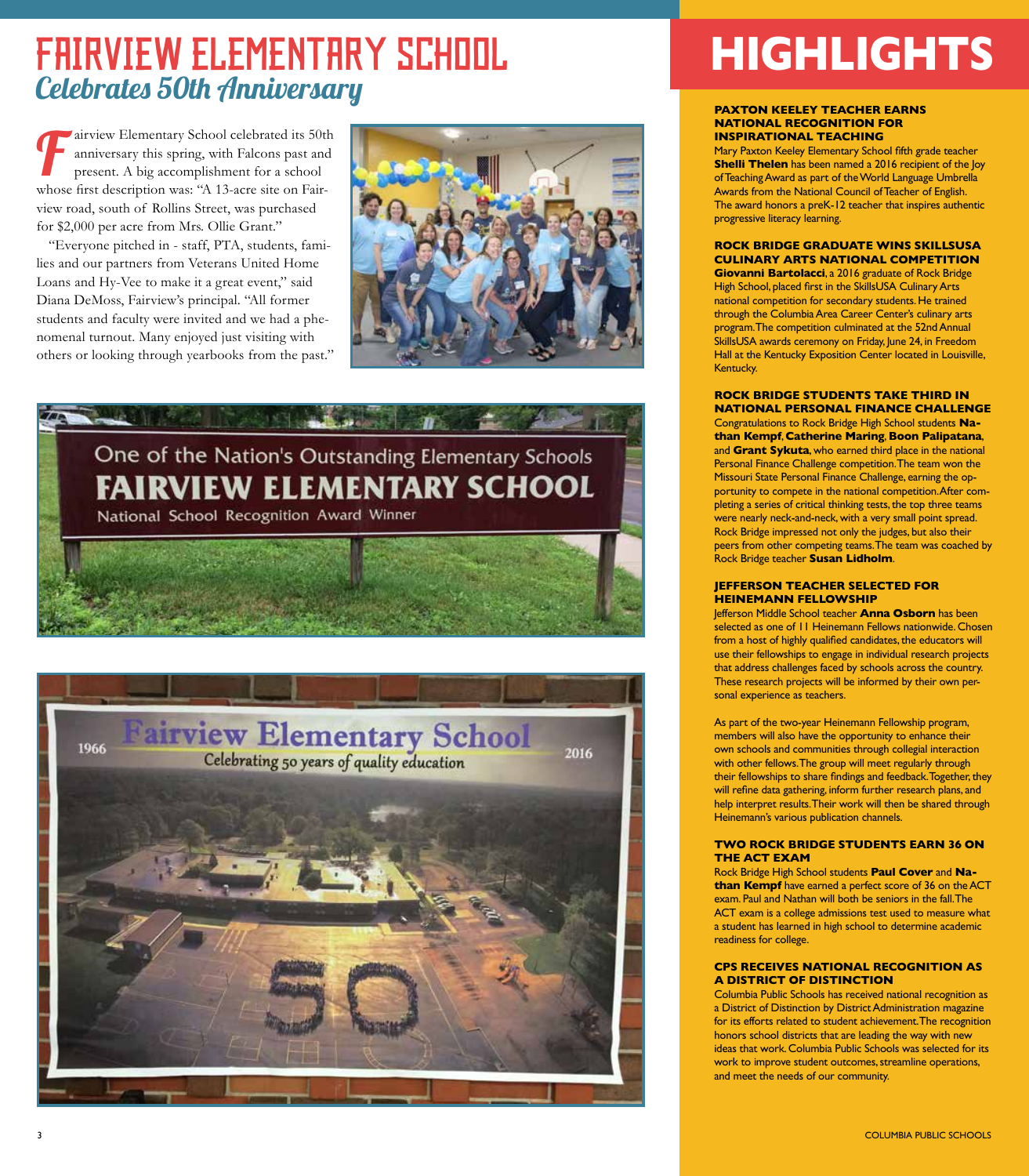# FAIRVIEW ELEMENTARY SCHOOL

## *Celebrates 50th Anniversary*

Fairview Elementary School celebrated its 50th anniversary this spring, with Falcons past and present. A big accomplishment for a school whose first description was: "A 13-acre site on Fairview road, south of Rollins Street, was purchased for $2,000 per acre from Mrs. Ollie Grant."

"Everyone pitched in - staff, PTA, students, families and our partners from Veterans United Home Loans and Hy-Vee to make it a great event," said Diana DeMoss, Fairview's principal. "All former students and faculty were invited and we had a phenomenal turnout. Many enjoyed just visiting with others or looking through yearbooks from the past."

# HIGHLIGHTS

### PAXTON KEELEY TEACHER EARNS NATIONAL RECOGNITION FOR INSPIRATIONAL TEACHING

Mary Paxton Keeley Elementary School fifth grade teacher **Shelli Thelen** has been named a 2016 recipient of the Joy of Teaching Award as part of the World Language Umbrella Awards from the National Council of Teacher of English. The award honors a preK-12 teacher that inspires authentic progressive literacy learning.

### ROCK BRIDGE GRADUATE WINS SKILLSUSA CULINARY ARTS NATIONAL COMPETITION

**Giovanni Bartolacci**, a 2016 graduate of Rock Bridge High School, placed first in the SkillsUSA Culinary Arts national competition for secondary students. He trained through the Columbia Area Career Center's culinary arts program. The competition culminated at the 52nd Annual SkillsUSA awards ceremony on Friday, June 24, in Freedom Hall at the Kentucky Exposition Center located in Louisville, Kentucky.

### ROCK BRIDGE STUDENTS TAKE THIRD IN NATIONAL PERSONAL FINANCE CHALLENGE

Congratulations to Rock Bridge High School students **Nathan Kempf**, **Catherine Maring**, **Boon Palipatana**, and **Grant Sykuta**, who earned third place in the national Personal Finance Challenge competition. The team won the Missouri State Personal Finance Challenge, earning the opportunity to compete in the national competition. After completing a series of critical thinking tests, the top three teams were nearly neck-and-neck, with a very small point spread. Rock Bridge impressed not only the judges, but also their peers from other competing teams. The team was coached by Rock Bridge teacher **Susan Lidholm**.

### JEFFERSON TEACHER SELECTED FOR HEINEMANN FELLOWSHIP

Jefferson Middle School teacher **Anna Osborn** has been selected as one of 11 Heinemann Fellows nationwide. Chosen from a host of highly qualified candidates, the educators will use their fellowships to engage in individual research projects that address challenges faced by schools across the country. These research projects will be informed by their own personal experience as teachers.

As part of the two-year Heinemann Fellowship program, members will also have the opportunity to enhance their own schools and communities through collegial interaction with other fellows. The group will meet regularly through their fellowships to share findings and feedback. Together, they will refine data gathering, inform further research plans, and help interpret results. Their work will then be shared through Heinemann's various publication channels.

### TWO ROCK BRIDGE STUDENTS EARN 36 ON THE ACT EXAM

Rock Bridge High School students **Paul Cover** and **Nathan Kempf** have earned a perfect score of 36 on the ACT exam. Paul and Nathan will both be seniors in the fall. The ACT exam is a college admissions test used to measure what a student has learned in high school to determine academic readiness for college.

### CPS RECEIVES NATIONAL RECOGNITION AS A DISTRICT OF DISTINCTION

Columbia Public Schools has received national recognition as a District of Distinction by District Administration magazine for its efforts related to student achievement. The recognition honors school districts that are leading the way with new ideas that work. Columbia Public Schools was selected for its work to improve student outcomes, streamline operations, and meet the needs of our community.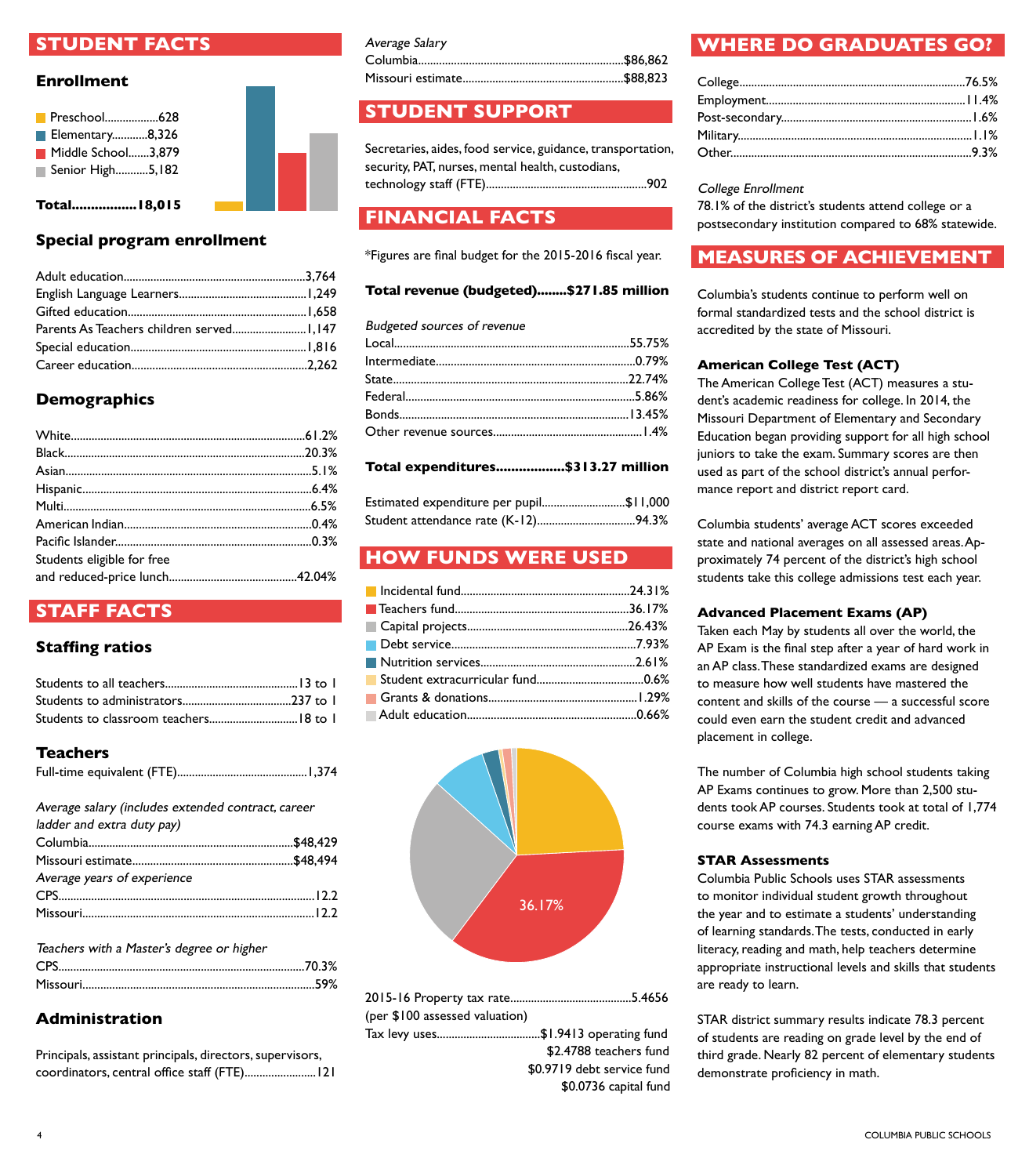## STUDENT FACTS

### Enrollment

| | |
|---|---|
| Preschool | 628 |
| Elementary | 8,326 |
| Middle School | 3,879 |
| Senior High | 5,182 |
| **Total** | **18,015** |

### Special program enrollment

| | |
|---|---|
| Adult education | 3,764 |
| English Language Learners | 1,249 |
| Gifted education | 1,658 |
| Parents As Teachers children served | 1,147 |
| Special education | 1,816 |
| Career education | 2,262 |

### Demographics

| | |
|---|---|
| White | 61.2% |
| Black | 20.3% |
| Asian | 5.1% |
| Hispanic | 6.4% |
| Multi | 6.5% |
| American Indian | 0.4% |
| Pacific Islander | 0.3% |
| Students eligible for free and reduced-price lunch | 42.04% |

## STAFF FACTS

### Staffing ratios

| | |
|---|---|
| Students to all teachers | 13 to 1 |
| Students to administrators | 237 to 1 |
| Students to classroom teachers | 18 to 1 |

### Teachers

Full-time equivalent (FTE)....1,374

*Average salary (includes extended contract, career ladder and extra duty pay)*

| | |
|---|---|
| Columbia | $48,429 |
| Missouri estimate | $48,494 |

*Average years of experience*

| | |
|---|---|
| CPS | 12.2 |
| Missouri | 12.2 |

*Teachers with a Master's degree or higher*

| | |
|---|---|
| CPS | 70.3% |
| Missouri | 59% |

### Administration

Principals, assistant principals, directors, supervisors, coordinators, central office staff (FTE)....121

*Average Salary*

| | |
|---|---|
| Columbia | $86,862 |
| Missouri estimate | $88,823 |

## STUDENT SUPPORT

Secretaries, aides, food service, guidance, transportation, security, PAT, nurses, mental health, custodians, technology staff (FTE)....902

## FINANCIAL FACTS

*Figures are final budget for the 2015-2016 fiscal year.

**Total revenue (budgeted)........$271.85 million**

*Budgeted sources of revenue*

| | |
|---|---|
| Local | 55.75% |
| Intermediate | 0.79% |
| State | 22.74% |
| Federal | 5.86% |
| Bonds | 13.45% |
| Other revenue sources | 1.4% |

**Total expenditures.................$313.27 million**

| | |
|---|---|
| Estimated expenditure per pupil | $11,000 |
| Student attendance rate (K-12) | 94.3% |

## HOW FUNDS WERE USED

| | |
|---|---|
| Incidental fund | 24.31% |
| Teachers fund | 36.17% |
| Capital projects | 26.43% |
| Debt service | 7.93% |
| Nutrition services | 2.61% |
| Student extracurricular fund | 0.6% |
| Grants & donations | 1.29% |
| Adult education | 0.66% |

2015-16 Property tax rate....5.4656
(per $100 assessed valuation)

Tax levy uses....$1.9413 operating fund
$2.4788 teachers fund
$0.9719 debt service fund
$0.0736 capital fund

## WHERE DO GRADUATES GO?

| | |
|---|---|
| College | 76.5% |
| Employment | 11.4% |
| Post-secondary | 1.6% |
| Military | 1.1% |
| Other | 9.3% |

*College Enrollment*

78.1% of the district's students attend college or a postsecondary institution compared to 68% statewide.

## MEASURES OF ACHIEVEMENT

Columbia's students continue to perform well on formal standardized tests and the school district is accredited by the state of Missouri.

### American College Test (ACT)

The American College Test (ACT) measures a student's academic readiness for college. In 2014, the Missouri Department of Elementary and Secondary Education began providing support for all high school juniors to take the exam. Summary scores are then used as part of the school district's annual performance report and district report card.

Columbia students' average ACT scores exceeded state and national averages on all assessed areas. Approximately 74 percent of the district's high school students take this college admissions test each year.

### Advanced Placement Exams (AP)

Taken each May by students all over the world, the AP Exam is the final step after a year of hard work in an AP class. These standardized exams are designed to measure how well students have mastered the content and skills of the course — a successful score could even earn the student credit and advanced placement in college.

The number of Columbia high school students taking AP Exams continues to grow. More than 2,500 students took AP courses. Students took at total of 1,774 course exams with 74.3 earning AP credit.

### STAR Assessments

Columbia Public Schools uses STAR assessments to monitor individual student growth throughout the year and to estimate a students' understanding of learning standards. The tests, conducted in early literacy, reading and math, help teachers determine appropriate instructional levels and skills that students are ready to learn.

STAR district summary results indicate 78.3 percent of students are reading on grade level by the end of third grade. Nearly 82 percent of elementary students demonstrate proficiency in math.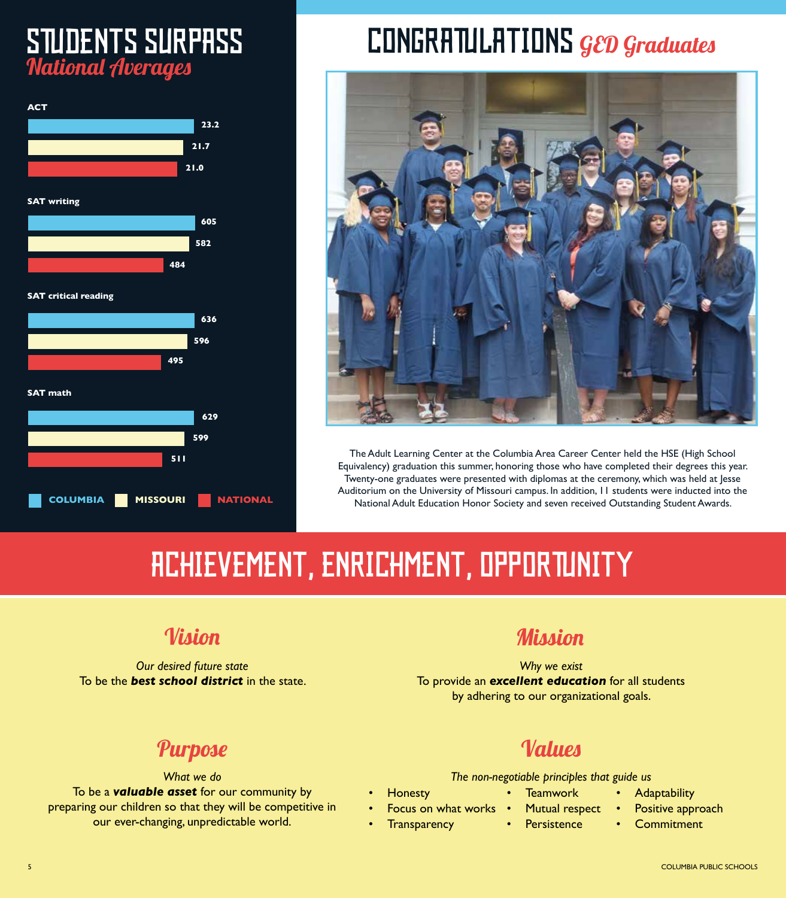# STUDENTS SURPASS *National Averages*

| | Columbia | Missouri | National |
|---|---|---|---|
| ACT | 23.2 | 21.7 | 21.0 |
| SAT writing | 605 | 582 | 484 |
| SAT critical reading | 636 | 596 | 495 |
| SAT math | 629 | 599 | 511 |

# CONGRATULATIONS *GED Graduates*

The Adult Learning Center at the Columbia Area Career Center held the HSE (High School Equivalency) graduation this summer, honoring those who have completed their degrees this year. Twenty-one graduates were presented with diplomas at the ceremony, which was held at Jesse Auditorium on the University of Missouri campus. In addition, 11 students were inducted into the National Adult Education Honor Society and seven received Outstanding Student Awards.

# ACHIEVEMENT, ENRICHMENT, OPPORTUNITY

## Vision

*Our desired future state*

To be the ***best school district*** in the state.

## Mission

*Why we exist*

To provide an ***excellent education*** for all students by adhering to our organizational goals.

## Purpose

*What we do*

To be a ***valuable asset*** for our community by preparing our children so that they will be competitive in our ever-changing, unpredictable world.

## Values

*The non-negotiable principles that guide us*

- Honesty
- Focus on what works
- Transparency
- Teamwork
- Mutual respect
- Persistence
- Adaptability
- Positive approach
- Commitment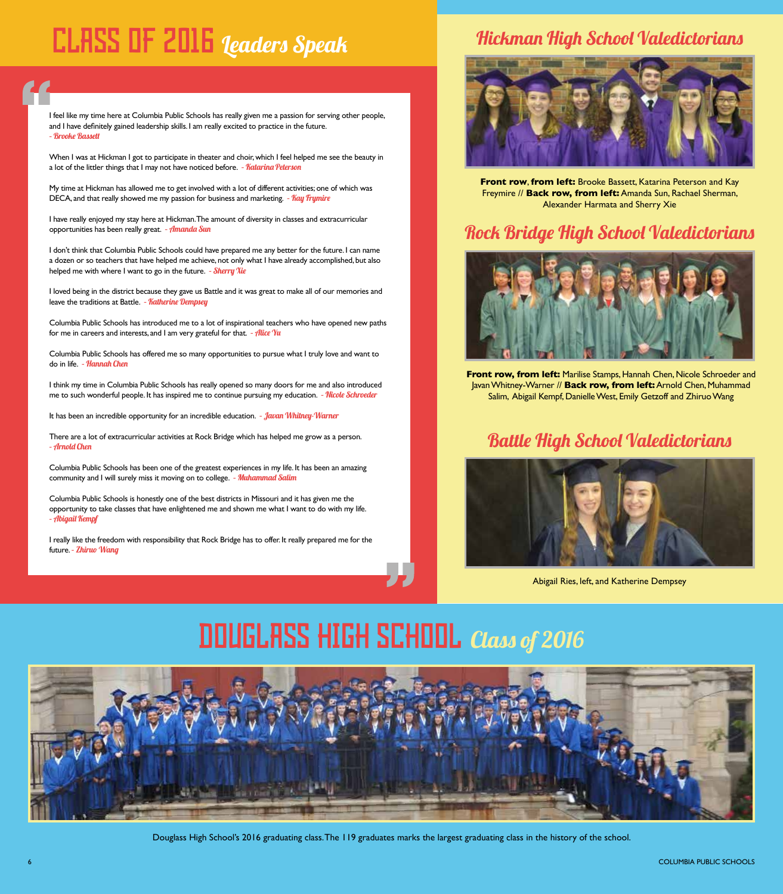# CLASS OF 2016 *Leaders Speak*

I feel like my time here at Columbia Public Schools has really given me a passion for serving other people, and I have definitely gained leadership skills. I am really excited to practice in the future. *- Brooke Bassett*

When I was at Hickman I got to participate in theater and choir, which I feel helped me see the beauty in a lot of the littler things that I may not have noticed before. *- Katarina Peterson*

My time at Hickman has allowed me to get involved with a lot of different activities; one of which was DECA, and that really showed me my passion for business and marketing. *- Kay Frymire*

I have really enjoyed my stay here at Hickman. The amount of diversity in classes and extracurricular opportunities has been really great. *- Amanda Sun*

I don't think that Columbia Public Schools could have prepared me any better for the future. I can name a dozen or so teachers that have helped me achieve, not only what I have already accomplished, but also helped me with where I want to go in the future. *- Sherry Xie*

I loved being in the district because they gave us Battle and it was great to make all of our memories and leave the traditions at Battle. *- Katherine Dempsey*

Columbia Public Schools has introduced me to a lot of inspirational teachers who have opened new paths for me in careers and interests, and I am very grateful for that. *- Alice Yu*

Columbia Public Schools has offered me so many opportunities to pursue what I truly love and want to do in life. *- Hannah Chen*

I think my time in Columbia Public Schools has really opened so many doors for me and also introduced me to such wonderful people. It has inspired me to continue pursuing my education. *- Nicole Schroeder*

It has been an incredible opportunity for an incredible education. *- Javan Whitney-Warner*

There are a lot of extracurricular activities at Rock Bridge which has helped me grow as a person. *- Arnold Chen*

Columbia Public Schools has been one of the greatest experiences in my life. It has been an amazing community and I will surely miss it moving on to college. *- Muhammad Salim*

Columbia Public Schools is honestly one of the best districts in Missouri and it has given me the opportunity to take classes that have enlightened me and shown me what I want to do with my life. *- Abigail Kempf*

I really like the freedom with responsibility that Rock Bridge has to offer. It really prepared me for the future. *- Zhiruo Wang*

## Hickman High School Valedictorians

**Front row, from left:** Brooke Bassett, Katarina Peterson and Kay Freymire // **Back row, from left:** Amanda Sun, Rachael Sherman, Alexander Harmata and Sherry Xie

## Rock Bridge High School Valedictorians

**Front row, from left:** Marilise Stamps, Hannah Chen, Nicole Schroeder and Javan Whitney-Warner // **Back row, from left:** Arnold Chen, Muhammad Salim, Abigail Kempf, Danielle West, Emily Getzoff and Zhiruo Wang

## Battle High School Valedictorians

Abigail Ries, left, and Katherine Dempsey

# DOUGLASS HIGH SCHOOL *Class of 2016*

Douglass High School's 2016 graduating class. The 119 graduates marks the largest graduating class in the history of the school.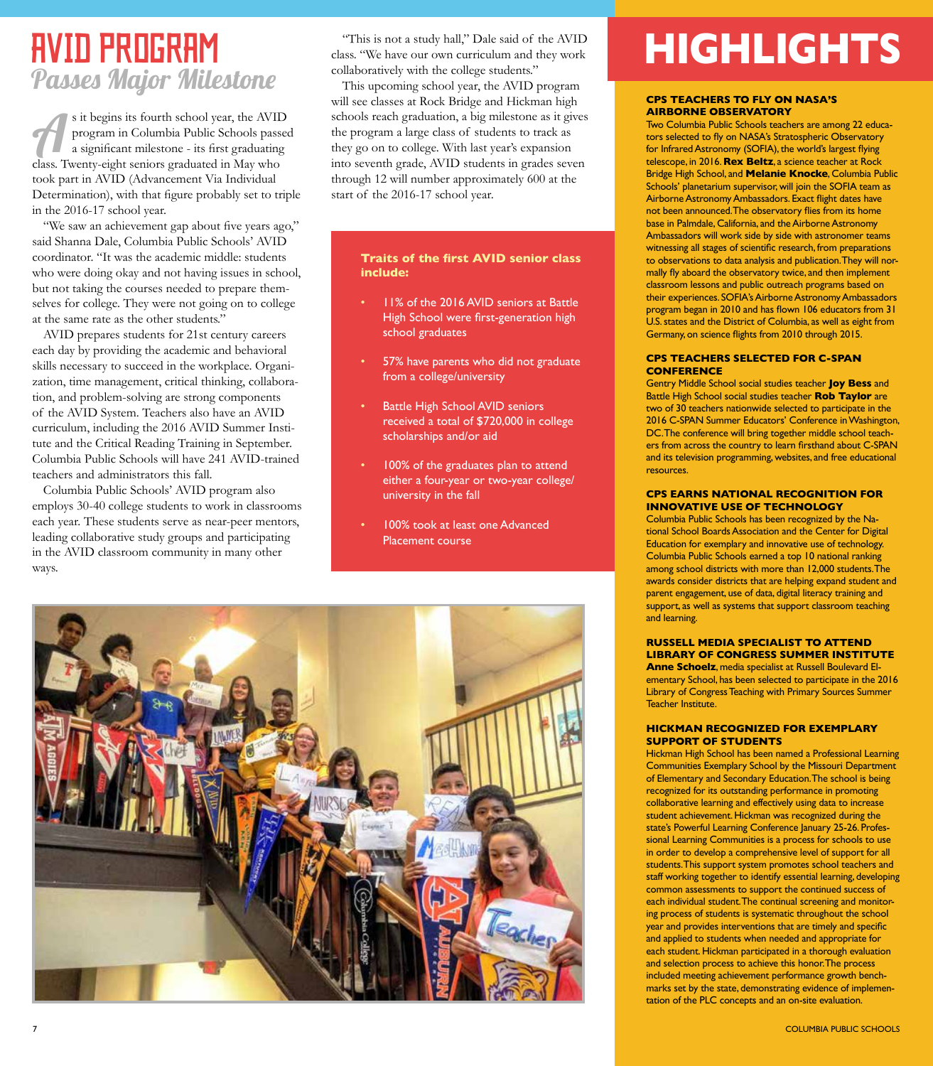# AVID PROGRAM
## *Passes Major Milestone*

As it begins its fourth school year, the AVID program in Columbia Public Schools passed a significant milestone - its first graduating class. Twenty-eight seniors graduated in May who took part in AVID (Advancement Via Individual Determination), with that figure probably set to triple in the 2016-17 school year.

"We saw an achievement gap about five years ago," said Shanna Dale, Columbia Public Schools' AVID coordinator. "It was the academic middle: students who were doing okay and not having issues in school, but not taking the courses needed to prepare themselves for college. They were not going on to college at the same rate as the other students."

AVID prepares students for 21st century careers each day by providing the academic and behavioral skills necessary to succeed in the workplace. Organization, time management, critical thinking, collaboration, and problem-solving are strong components of the AVID System. Teachers also have an AVID curriculum, including the 2016 AVID Summer Institute and the Critical Reading Training in September. Columbia Public Schools will have 241 AVID-trained teachers and administrators this fall.

Columbia Public Schools' AVID program also employs 30-40 college students to work in classrooms each year. These students serve as near-peer mentors, leading collaborative study groups and participating in the AVID classroom community in many other ways.

"This is not a study hall," Dale said of the AVID class. "We have our own curriculum and they work collaboratively with the college students."

This upcoming school year, the AVID program will see classes at Rock Bridge and Hickman high schools reach graduation, a big milestone as it gives the program a large class of students to track as they go on to college. With last year's expansion into seventh grade, AVID students in grades seven through 12 will number approximately 600 at the start of the 2016-17 school year.

**Traits of the first AVID senior class include:**

- 11% of the 2016 AVID seniors at Battle High School were first-generation high school graduates
- 57% have parents who did not graduate from a college/university
- Battle High School AVID seniors received a total of $720,000 in college scholarships and/or aid
- 100% of the graduates plan to attend either a four-year or two-year college/university in the fall
- 100% took at least one Advanced Placement course

# HIGHLIGHTS

### CPS TEACHERS TO FLY ON NASA'S AIRBORNE OBSERVATORY

Two Columbia Public Schools teachers are among 22 educators selected to fly on NASA's Stratospheric Observatory for Infrared Astronomy (SOFIA), the world's largest flying telescope, in 2016. **Rex Beltz**, a science teacher at Rock Bridge High School, and **Melanie Knocke**, Columbia Public Schools' planetarium supervisor, will join the SOFIA team as Airborne Astronomy Ambassadors. Exact flight dates have not been announced. The observatory flies from its home base in Palmdale, California, and the Airborne Astronomy Ambassadors will work side by side with astronomer teams witnessing all stages of scientific research, from preparations to observations to data analysis and publication. They will normally fly aboard the observatory twice, and then implement classroom lessons and public outreach programs based on their experiences. SOFIA's Airborne Astronomy Ambassadors program began in 2010 and has flown 106 educators from 31 U.S. states and the District of Columbia, as well as eight from Germany, on science flights from 2010 through 2015.

### CPS TEACHERS SELECTED FOR C-SPAN CONFERENCE

Gentry Middle School social studies teacher **Joy Bess** and Battle High School social studies teacher **Rob Taylor** are two of 30 teachers nationwide selected to participate in the 2016 C-SPAN Summer Educators' Conference in Washington, DC. The conference will bring together middle school teachers from across the country to learn firsthand about C-SPAN and its television programming, websites, and free educational resources.

### CPS EARNS NATIONAL RECOGNITION FOR INNOVATIVE USE OF TECHNOLOGY

Columbia Public Schools has been recognized by the National School Boards Association and the Center for Digital Education for exemplary and innovative use of technology. Columbia Public Schools earned a top 10 national ranking among school districts with more than 12,000 students. The awards consider districts that are helping expand student and parent engagement, use of data, digital literacy training and support, as well as systems that support classroom teaching and learning.

### RUSSELL MEDIA SPECIALIST TO ATTEND LIBRARY OF CONGRESS SUMMER INSTITUTE

**Anne Schoelz**, media specialist at Russell Boulevard Elementary School, has been selected to participate in the 2016 Library of Congress Teaching with Primary Sources Summer Teacher Institute.

### HICKMAN RECOGNIZED FOR EXEMPLARY SUPPORT OF STUDENTS

Hickman High School has been named a Professional Learning Communities Exemplary School by the Missouri Department of Elementary and Secondary Education. The school is being recognized for its outstanding performance in promoting collaborative learning and effectively using data to increase student achievement. Hickman was recognized during the state's Powerful Learning Conference January 25-26. Professional Learning Communities is a process for schools to use in order to develop a comprehensive level of support for all students. This support system promotes school teachers and staff working together to identify essential learning, developing common assessments to support the continued success of each individual student. The continual screening and monitoring process of students is systematic throughout the school year and provides interventions that are timely and specific and applied to students when needed and appropriate for each student. Hickman participated in a thorough evaluation and selection process to achieve this honor. The process included meeting achievement performance growth benchmarks set by the state, demonstrating evidence of implementation of the PLC concepts and an on-site evaluation.